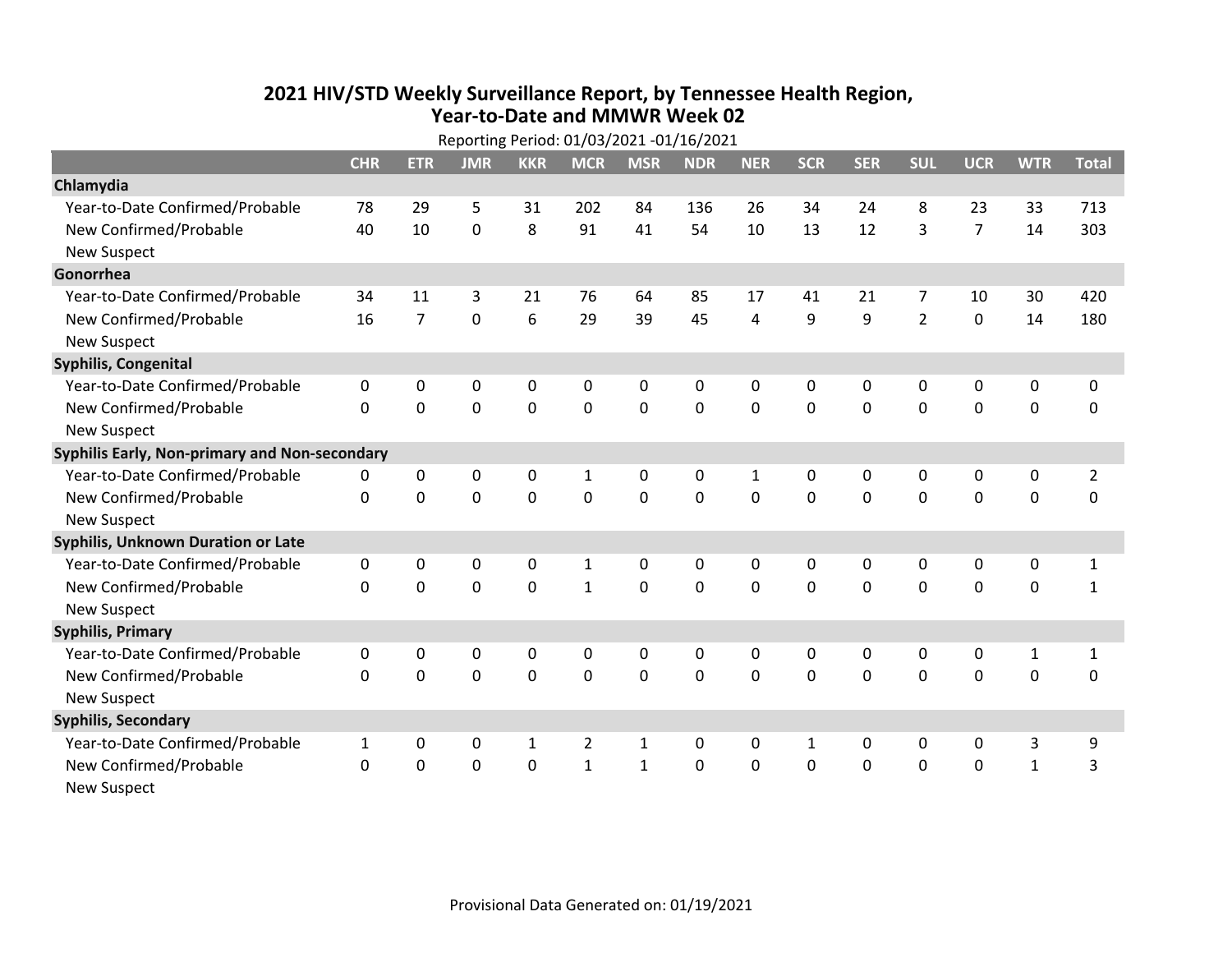# 2021 HIV/STD Weekly Surveillance Report, by Tennessee Health Region, Year-to-Date and MMWR Week 02

Reporting Period: 01/03/2021 -01/16/2021

| | CHR | ETR | JMR | KKR | MCR | MSR | NDR | NER | SCR | SER | SUL | UCR | WTR | Total |
|---|---|---|---|---|---|---|---|---|---|---|---|---|---|---|
| **Chlamydia** | | | | | | | | | | | | | | |
| Year-to-Date Confirmed/Probable | 78 | 29 | 5 | 31 | 202 | 84 | 136 | 26 | 34 | 24 | 8 | 23 | 33 | 713 |
| New Confirmed/Probable | 40 | 10 | 0 | 8 | 91 | 41 | 54 | 10 | 13 | 12 | 3 | 7 | 14 | 303 |
| New Suspect | | | | | | | | | | | | | | |
| **Gonorrhea** | | | | | | | | | | | | | | |
| Year-to-Date Confirmed/Probable | 34 | 11 | 3 | 21 | 76 | 64 | 85 | 17 | 41 | 21 | 7 | 10 | 30 | 420 |
| New Confirmed/Probable | 16 | 7 | 0 | 6 | 29 | 39 | 45 | 4 | 9 | 9 | 2 | 0 | 14 | 180 |
| New Suspect | | | | | | | | | | | | | | |
| **Syphilis, Congenital** | | | | | | | | | | | | | | |
| Year-to-Date Confirmed/Probable | 0 | 0 | 0 | 0 | 0 | 0 | 0 | 0 | 0 | 0 | 0 | 0 | 0 | 0 |
| New Confirmed/Probable | 0 | 0 | 0 | 0 | 0 | 0 | 0 | 0 | 0 | 0 | 0 | 0 | 0 | 0 |
| New Suspect | | | | | | | | | | | | | | |
| **Syphilis Early, Non-primary and Non-secondary** | | | | | | | | | | | | | | |
| Year-to-Date Confirmed/Probable | 0 | 0 | 0 | 0 | 1 | 0 | 0 | 1 | 0 | 0 | 0 | 0 | 0 | 2 |
| New Confirmed/Probable | 0 | 0 | 0 | 0 | 0 | 0 | 0 | 0 | 0 | 0 | 0 | 0 | 0 | 0 |
| New Suspect | | | | | | | | | | | | | | |
| **Syphilis, Unknown Duration or Late** | | | | | | | | | | | | | | |
| Year-to-Date Confirmed/Probable | 0 | 0 | 0 | 0 | 1 | 0 | 0 | 0 | 0 | 0 | 0 | 0 | 0 | 1 |
| New Confirmed/Probable | 0 | 0 | 0 | 0 | 1 | 0 | 0 | 0 | 0 | 0 | 0 | 0 | 0 | 1 |
| New Suspect | | | | | | | | | | | | | | |
| **Syphilis, Primary** | | | | | | | | | | | | | | |
| Year-to-Date Confirmed/Probable | 0 | 0 | 0 | 0 | 0 | 0 | 0 | 0 | 0 | 0 | 0 | 0 | 1 | 1 |
| New Confirmed/Probable | 0 | 0 | 0 | 0 | 0 | 0 | 0 | 0 | 0 | 0 | 0 | 0 | 0 | 0 |
| New Suspect | | | | | | | | | | | | | | |
| **Syphilis, Secondary** | | | | | | | | | | | | | | |
| Year-to-Date Confirmed/Probable | 1 | 0 | 0 | 1 | 2 | 1 | 0 | 0 | 1 | 0 | 0 | 0 | 3 | 9 |
| New Confirmed/Probable | 0 | 0 | 0 | 0 | 1 | 1 | 0 | 0 | 0 | 0 | 0 | 0 | 1 | 3 |
| New Suspect | | | | | | | | | | | | | | |

Provisional Data Generated on: 01/19/2021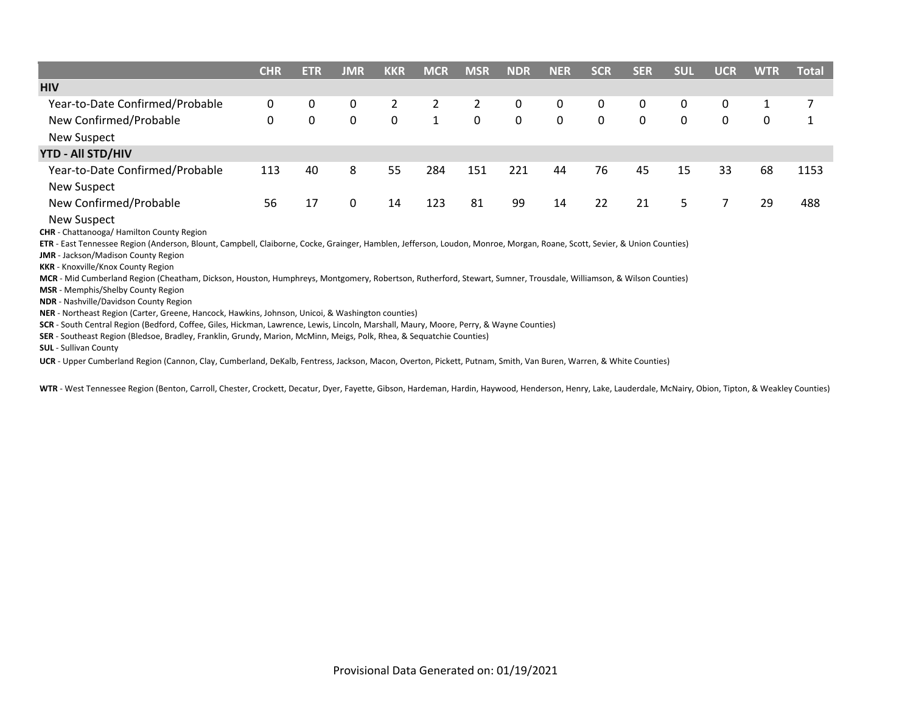| | CHR | ETR | JMR | KKR | MCR | MSR | NDR | NER | SCR | SER | SUL | UCR | WTR | Total |
|---|---|---|---|---|---|---|---|---|---|---|---|---|---|---|
| **HIV** | | | | | | | | | | | | | | |
| Year-to-Date Confirmed/Probable | 0 | 0 | 0 | 2 | 2 | 2 | 0 | 0 | 0 | 0 | 0 | 0 | 1 | 7 |
| New Confirmed/Probable | 0 | 0 | 0 | 0 | 1 | 0 | 0 | 0 | 0 | 0 | 0 | 0 | 0 | 1 |
| New Suspect | | | | | | | | | | | | | | |
| **YTD - All STD/HIV** | | | | | | | | | | | | | | |
| Year-to-Date Confirmed/Probable | 113 | 40 | 8 | 55 | 284 | 151 | 221 | 44 | 76 | 45 | 15 | 33 | 68 | 1153 |
| New Suspect | | | | | | | | | | | | | | |
| New Confirmed/Probable | 56 | 17 | 0 | 14 | 123 | 81 | 99 | 14 | 22 | 21 | 5 | 7 | 29 | 488 |
| New Suspect | | | | | | | | | | | | | | |

**CHR** - Chattanooga/ Hamilton County Region

**ETR** - East Tennessee Region (Anderson, Blount, Campbell, Claiborne, Cocke, Grainger, Hamblen, Jefferson, Loudon, Monroe, Morgan, Roane, Scott, Sevier, & Union Counties)

**JMR** - Jackson/Madison County Region

**KKR** - Knoxville/Knox County Region

**MCR** - Mid Cumberland Region (Cheatham, Dickson, Houston, Humphreys, Montgomery, Robertson, Rutherford, Stewart, Sumner, Trousdale, Williamson, & Wilson Counties)

**MSR** - Memphis/Shelby County Region

**NDR** - Nashville/Davidson County Region

**NER** - Northeast Region (Carter, Greene, Hancock, Hawkins, Johnson, Unicoi, & Washington counties)

**SCR** - South Central Region (Bedford, Coffee, Giles, Hickman, Lawrence, Lewis, Lincoln, Marshall, Maury, Moore, Perry, & Wayne Counties)

**SER** - Southeast Region (Bledsoe, Bradley, Franklin, Grundy, Marion, McMinn, Meigs, Polk, Rhea, & Sequatchie Counties)

**SUL** - Sullivan County

**UCR** - Upper Cumberland Region (Cannon, Clay, Cumberland, DeKalb, Fentress, Jackson, Macon, Overton, Pickett, Putnam, Smith, Van Buren, Warren, & White Counties)

**WTR** - West Tennessee Region (Benton, Carroll, Chester, Crockett, Decatur, Dyer, Fayette, Gibson, Hardeman, Hardin, Haywood, Henderson, Henry, Lake, Lauderdale, McNairy, Obion, Tipton, & Weakley Counties)

Provisional Data Generated on: 01/19/2021